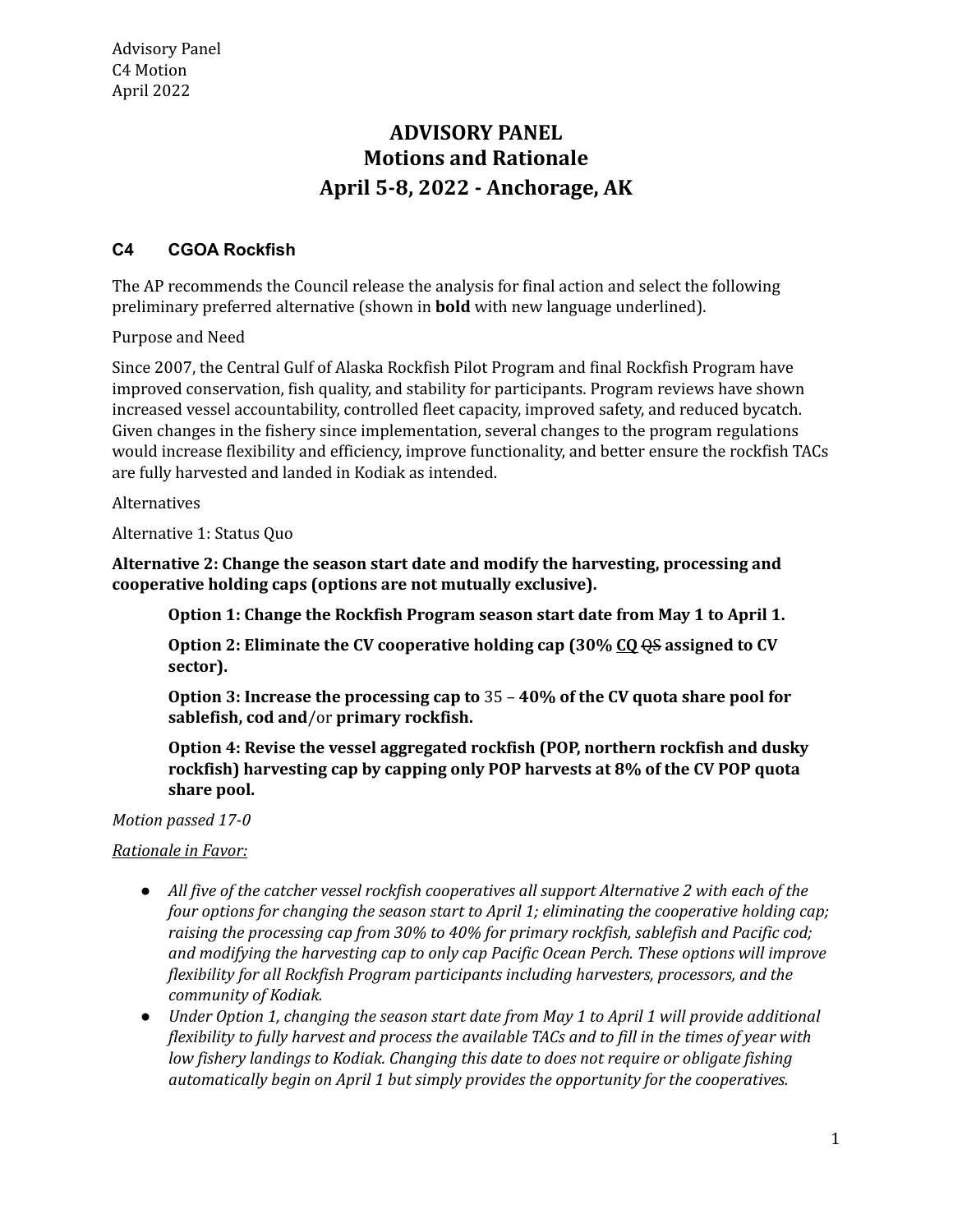Advisory Panel
C4 Motion
April 2022

# ADVISORY PANEL
# Motions and Rationale
# April 5-8, 2022 - Anchorage, AK

### C4 CGOA Rockfish

The AP recommends the Council release the analysis for final action and select the following preliminary preferred alternative (shown in **bold** with new language underlined).

Purpose and Need

Since 2007, the Central Gulf of Alaska Rockfish Pilot Program and final Rockfish Program have improved conservation, fish quality, and stability for participants. Program reviews have shown increased vessel accountability, controlled fleet capacity, improved safety, and reduced bycatch. Given changes in the fishery since implementation, several changes to the program regulations would increase flexibility and efficiency, improve functionality, and better ensure the rockfish TACs are fully harvested and landed in Kodiak as intended.

Alternatives

Alternative 1: Status Quo

**Alternative 2: Change the season start date and modify the harvesting, processing and cooperative holding caps (options are not mutually exclusive).**

> **Option 1: Change the Rockfish Program season start date from May 1 to April 1.**
>
> **Option 2: Eliminate the CV cooperative holding cap (30% <u>CQ</u> ~~QS~~ assigned to CV sector).**
>
> **Option 3: Increase the processing cap to** 35 – **40% of the CV quota share pool for sablefish, cod and**/or **primary rockfish.**
>
> **Option 4: Revise the vessel aggregated rockfish (POP, northern rockfish and dusky rockfish) harvesting cap by capping only POP harvests at 8% of the CV POP quota share pool.**

*Motion passed 17-0*

*<u>Rationale in Favor:</u>*

- *All five of the catcher vessel rockfish cooperatives all support Alternative 2 with each of the four options for changing the season start to April 1; eliminating the cooperative holding cap; raising the processing cap from 30% to 40% for primary rockfish, sablefish and Pacific cod; and modifying the harvesting cap to only cap Pacific Ocean Perch. These options will improve flexibility for all Rockfish Program participants including harvesters, processors, and the community of Kodiak.*
- *Under Option 1, changing the season start date from May 1 to April 1 will provide additional flexibility to fully harvest and process the available TACs and to fill in the times of year with low fishery landings to Kodiak. Changing this date to does not require or obligate fishing automatically begin on April 1 but simply provides the opportunity for the cooperatives.*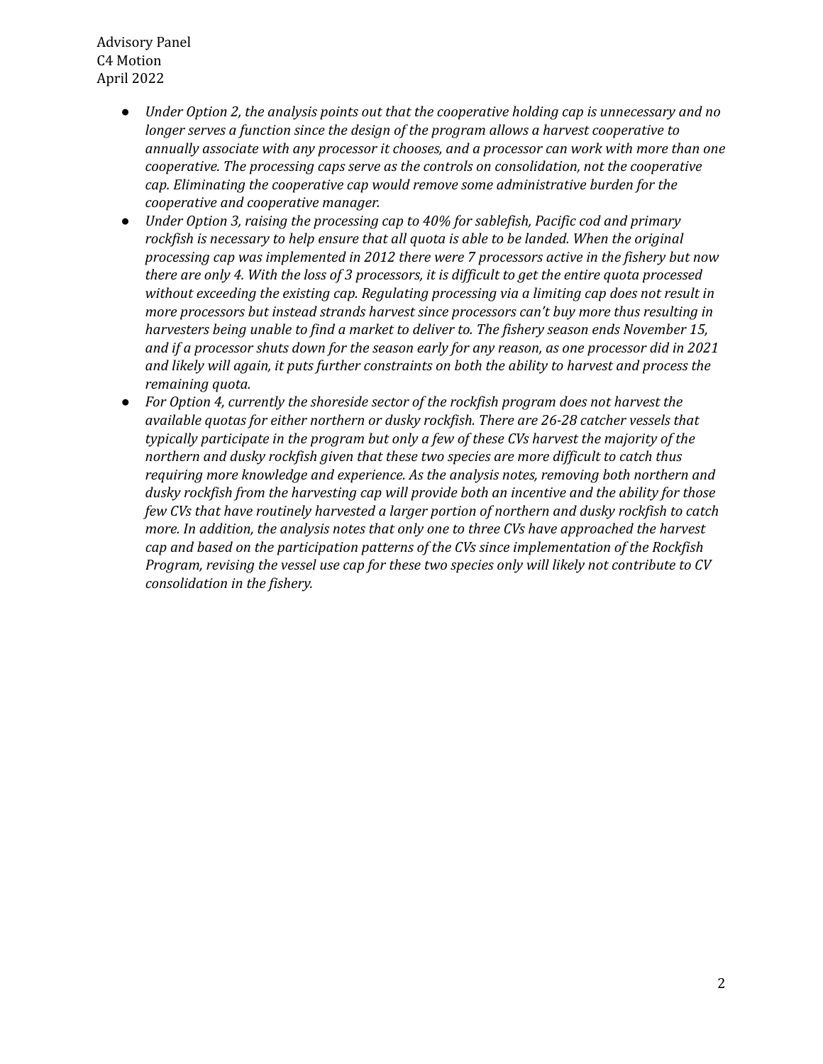- *Under Option 2, the analysis points out that the cooperative holding cap is unnecessary and no longer serves a function since the design of the program allows a harvest cooperative to annually associate with any processor it chooses, and a processor can work with more than one cooperative. The processing caps serve as the controls on consolidation, not the cooperative cap. Eliminating the cooperative cap would remove some administrative burden for the cooperative and cooperative manager.*
- *Under Option 3, raising the processing cap to 40% for sablefish, Pacific cod and primary rockfish is necessary to help ensure that all quota is able to be landed. When the original processing cap was implemented in 2012 there were 7 processors active in the fishery but now there are only 4. With the loss of 3 processors, it is difficult to get the entire quota processed without exceeding the existing cap. Regulating processing via a limiting cap does not result in more processors but instead strands harvest since processors can't buy more thus resulting in harvesters being unable to find a market to deliver to. The fishery season ends November 15, and if a processor shuts down for the season early for any reason, as one processor did in 2021 and likely will again, it puts further constraints on both the ability to harvest and process the remaining quota.*
- *For Option 4, currently the shoreside sector of the rockfish program does not harvest the available quotas for either northern or dusky rockfish. There are 26-28 catcher vessels that typically participate in the program but only a few of these CVs harvest the majority of the northern and dusky rockfish given that these two species are more difficult to catch thus requiring more knowledge and experience. As the analysis notes, removing both northern and dusky rockfish from the harvesting cap will provide both an incentive and the ability for those few CVs that have routinely harvested a larger portion of northern and dusky rockfish to catch more. In addition, the analysis notes that only one to three CVs have approached the harvest cap and based on the participation patterns of the CVs since implementation of the Rockfish Program, revising the vessel use cap for these two species only will likely not contribute to CV consolidation in the fishery.*